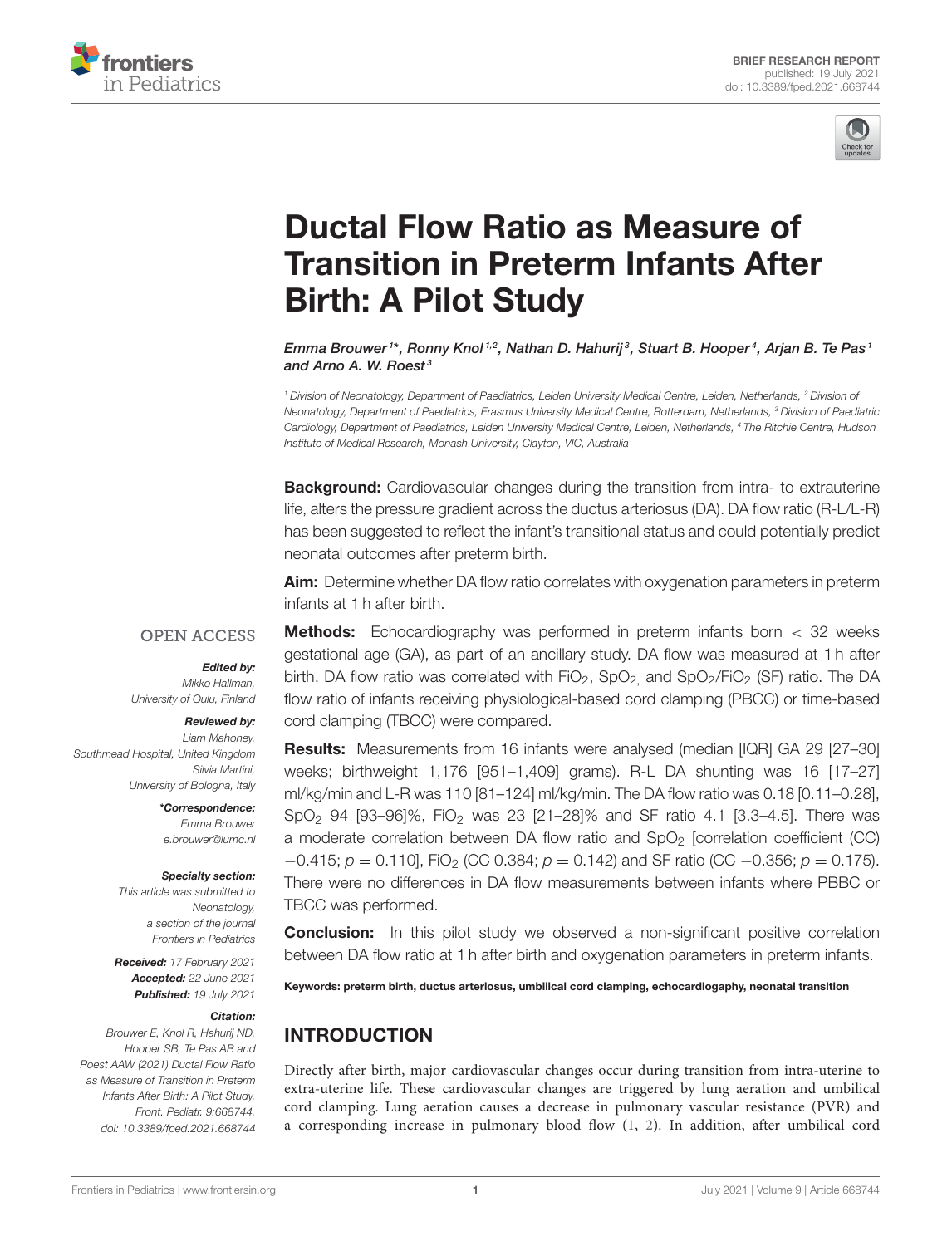BRIEF RESEARCH REPORT
published: 19 July 2021
doi: 10.3389/fped.2021.668744

# Ductal Flow Ratio as Measure of Transition in Preterm Infants After Birth: A Pilot Study

*Emma Brouwer[1]\*, Ronny Knol[1,2], Nathan D. Hahurij[3], Stuart B. Hooper[4], Arjan B. Te Pas[1] and Arno A. W. Roest[3]*

[1] Division of Neonatology, Department of Paediatrics, Leiden University Medical Centre, Leiden, Netherlands, [2] Division of Neonatology, Department of Paediatrics, Erasmus University Medical Centre, Rotterdam, Netherlands, [3] Division of Paediatric Cardiology, Department of Paediatrics, Leiden University Medical Centre, Leiden, Netherlands, [4] The Ritchie Centre, Hudson Institute of Medical Research, Monash University, Clayton, VIC, Australia

**Background:** Cardiovascular changes during the transition from intra- to extrauterine life, alters the pressure gradient across the ductus arteriosus (DA). DA flow ratio (R-L/L-R) has been suggested to reflect the infant's transitional status and could potentially predict neonatal outcomes after preterm birth.

**Aim:** Determine whether DA flow ratio correlates with oxygenation parameters in preterm infants at 1 h after birth.

**Methods:** Echocardiography was performed in preterm infants born < 32 weeks gestational age (GA), as part of an ancillary study. DA flow was measured at 1 h after birth. DA flow ratio was correlated with $FiO_2$, $SpO_2$, and $SpO_2/FiO_2$ (SF) ratio. The DA flow ratio of infants receiving physiological-based cord clamping (PBCC) or time-based cord clamping (TBCC) were compared.

**Results:** Measurements from 16 infants were analysed (median [IQR] GA 29 [27–30] weeks; birthweight 1,176 [951–1,409] grams). R-L DA shunting was 16 [17–27] ml/kg/min and L-R was 110 [81–124] ml/kg/min. The DA flow ratio was 0.18 [0.11–0.28], $SpO_2$ 94 [93–96]%, $FiO_2$ was 23 [21–28]% and SF ratio 4.1 [3.3–4.5]. There was a moderate correlation between DA flow ratio and $SpO_2$ [correlation coefficient (CC) −0.415; $p = 0.110$], $FiO_2$ (CC 0.384; $p = 0.142$) and SF ratio (CC −0.356; $p = 0.175$). There were no differences in DA flow measurements between infants where PBBC or TBCC was performed.

**Conclusion:** In this pilot study we observed a non-significant positive correlation between DA flow ratio at 1 h after birth and oxygenation parameters in preterm infants.

**Keywords: preterm birth, ductus arteriosus, umbilical cord clamping, echocardiogaphy, neonatal transition**

OPEN ACCESS

***Edited by:***
*Mikko Hallman, University of Oulu, Finland*

***Reviewed by:***
*Liam Mahoney, Southmead Hospital, United Kingdom*
*Silvia Martini, University of Bologna, Italy*

***\*Correspondence:***
*Emma Brouwer*
*e.brouwer@lumc.nl*

***Specialty section:***
*This article was submitted to Neonatology, a section of the journal Frontiers in Pediatrics*

***Received:*** *17 February 2021*
***Accepted:*** *22 June 2021*
***Published:*** *19 July 2021*

***Citation:***
*Brouwer E, Knol R, Hahurij ND, Hooper SB, Te Pas AB and Roest AAW (2021) Ductal Flow Ratio as Measure of Transition in Preterm Infants After Birth: A Pilot Study. Front. Pediatr. 9:668744. doi: 10.3389/fped.2021.668744*

## INTRODUCTION

Directly after birth, major cardiovascular changes occur during transition from intra-uterine to extra-uterine life. These cardiovascular changes are triggered by lung aeration and umbilical cord clamping. Lung aeration causes a decrease in pulmonary vascular resistance (PVR) and a corresponding increase in pulmonary blood flow (1, 2). In addition, after umbilical cord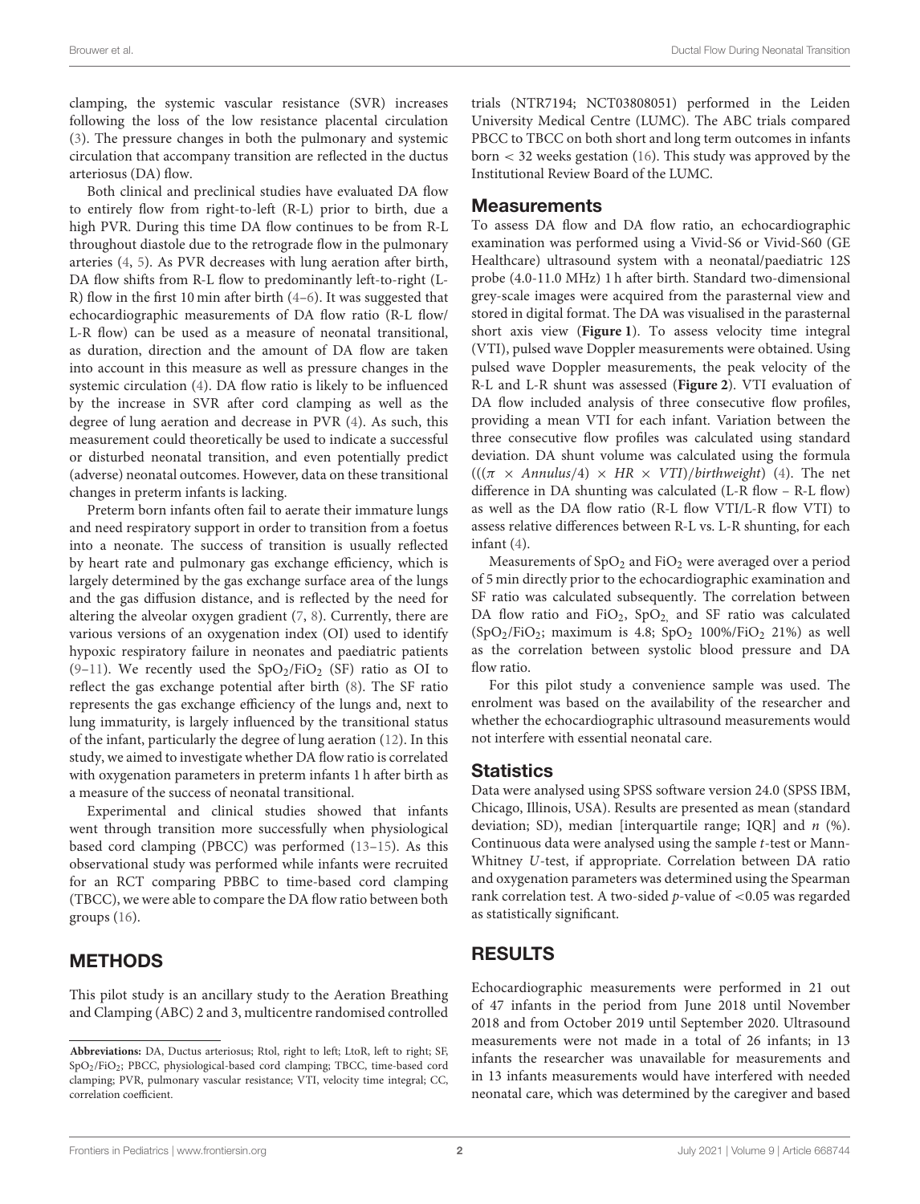clamping, the systemic vascular resistance (SVR) increases following the loss of the low resistance placental circulation (3). The pressure changes in both the pulmonary and systemic circulation that accompany transition are reflected in the ductus arteriosus (DA) flow.

Both clinical and preclinical studies have evaluated DA flow to entirely flow from right-to-left (R-L) prior to birth, due a high PVR. During this time DA flow continues to be from R-L throughout diastole due to the retrograde flow in the pulmonary arteries (4, 5). As PVR decreases with lung aeration after birth, DA flow shifts from R-L flow to predominantly left-to-right (L-R) flow in the first 10 min after birth (4–6). It was suggested that echocardiographic measurements of DA flow ratio (R-L flow/ L-R flow) can be used as a measure of neonatal transitional, as duration, direction and the amount of DA flow are taken into account in this measure as well as pressure changes in the systemic circulation (4). DA flow ratio is likely to be influenced by the increase in SVR after cord clamping as well as the degree of lung aeration and decrease in PVR (4). As such, this measurement could theoretically be used to indicate a successful or disturbed neonatal transition, and even potentially predict (adverse) neonatal outcomes. However, data on these transitional changes in preterm infants is lacking.

Preterm born infants often fail to aerate their immature lungs and need respiratory support in order to transition from a foetus into a neonate. The success of transition is usually reflected by heart rate and pulmonary gas exchange efficiency, which is largely determined by the gas exchange surface area of the lungs and the gas diffusion distance, and is reflected by the need for altering the alveolar oxygen gradient (7, 8). Currently, there are various versions of an oxygenation index (OI) used to identify hypoxic respiratory failure in neonates and paediatric patients (9–11). We recently used the $SpO_2/FiO_2$ (SF) ratio as OI to reflect the gas exchange potential after birth (8). The SF ratio represents the gas exchange efficiency of the lungs and, next to lung immaturity, is largely influenced by the transitional status of the infant, particularly the degree of lung aeration (12). In this study, we aimed to investigate whether DA flow ratio is correlated with oxygenation parameters in preterm infants 1 h after birth as a measure of the success of neonatal transitional.

Experimental and clinical studies showed that infants went through transition more successfully when physiological based cord clamping (PBCC) was performed (13–15). As this observational study was performed while infants were recruited for an RCT comparing PBBC to time-based cord clamping (TBCC), we were able to compare the DA flow ratio between both groups (16).

## METHODS

This pilot study is an ancillary study to the Aeration Breathing and Clamping (ABC) 2 and 3, multicentre randomised controlled trials (NTR7194; NCT03808051) performed in the Leiden University Medical Centre (LUMC). The ABC trials compared PBCC to TBCC on both short and long term outcomes in infants born < 32 weeks gestation (16). This study was approved by the Institutional Review Board of the LUMC.

### Measurements

To assess DA flow and DA flow ratio, an echocardiographic examination was performed using a Vivid-S6 or Vivid-S60 (GE Healthcare) ultrasound system with a neonatal/paediatric 12S probe (4.0-11.0 MHz) 1 h after birth. Standard two-dimensional grey-scale images were acquired from the parasternal view and stored in digital format. The DA was visualised in the parasternal short axis view (**Figure 1**). To assess velocity time integral (VTI), pulsed wave Doppler measurements were obtained. Using pulsed wave Doppler measurements, the peak velocity of the R-L and L-R shunt was assessed (**Figure 2**). VTI evaluation of DA flow included analysis of three consecutive flow profiles, providing a mean VTI for each infant. Variation between the three consecutive flow profiles was calculated using standard deviation. DA shunt volume was calculated using the formula $(((\pi \times Annulus/4) \times HR \times VTI)/birthweight)$ (4). The net difference in DA shunting was calculated (L-R flow – R-L flow) as well as the DA flow ratio (R-L flow VTI/L-R flow VTI) to assess relative differences between R-L vs. L-R shunting, for each infant (4).

Measurements of $SpO_2$ and $FiO_2$ were averaged over a period of 5 min directly prior to the echocardiographic examination and SF ratio was calculated subsequently. The correlation between DA flow ratio and $FiO_2$, $SpO_2$, and SF ratio was calculated ($SpO_2/FiO_2$; maximum is 4.8; $SpO_2$ 100%/$FiO_2$ 21%) as well as the correlation between systolic blood pressure and DA flow ratio.

For this pilot study a convenience sample was used. The enrolment was based on the availability of the researcher and whether the echocardiographic ultrasound measurements would not interfere with essential neonatal care.

### Statistics

Data were analysed using SPSS software version 24.0 (SPSS IBM, Chicago, Illinois, USA). Results are presented as mean (standard deviation; SD), median [interquartile range; IQR] and *n* (%). Continuous data were analysed using the sample *t*-test or Mann-Whitney *U*-test, if appropriate. Correlation between DA ratio and oxygenation parameters was determined using the Spearman rank correlation test. A two-sided *p*-value of $<0.05$ was regarded as statistically significant.

## RESULTS

Echocardiographic measurements were performed in 21 out of 47 infants in the period from June 2018 until November 2018 and from October 2019 until September 2020. Ultrasound measurements were not made in a total of 26 infants; in 13 infants the researcher was unavailable for measurements and in 13 infants measurements would have interfered with needed neonatal care, which was determined by the caregiver and based

**Abbreviations:** DA, Ductus arteriosus; Rtol, right to left; LtoR, left to right; SF, $SpO_2/FiO_2$; PBCC, physiological-based cord clamping; TBCC, time-based cord clamping; PVR, pulmonary vascular resistance; VTI, velocity time integral; CC, correlation coefficient.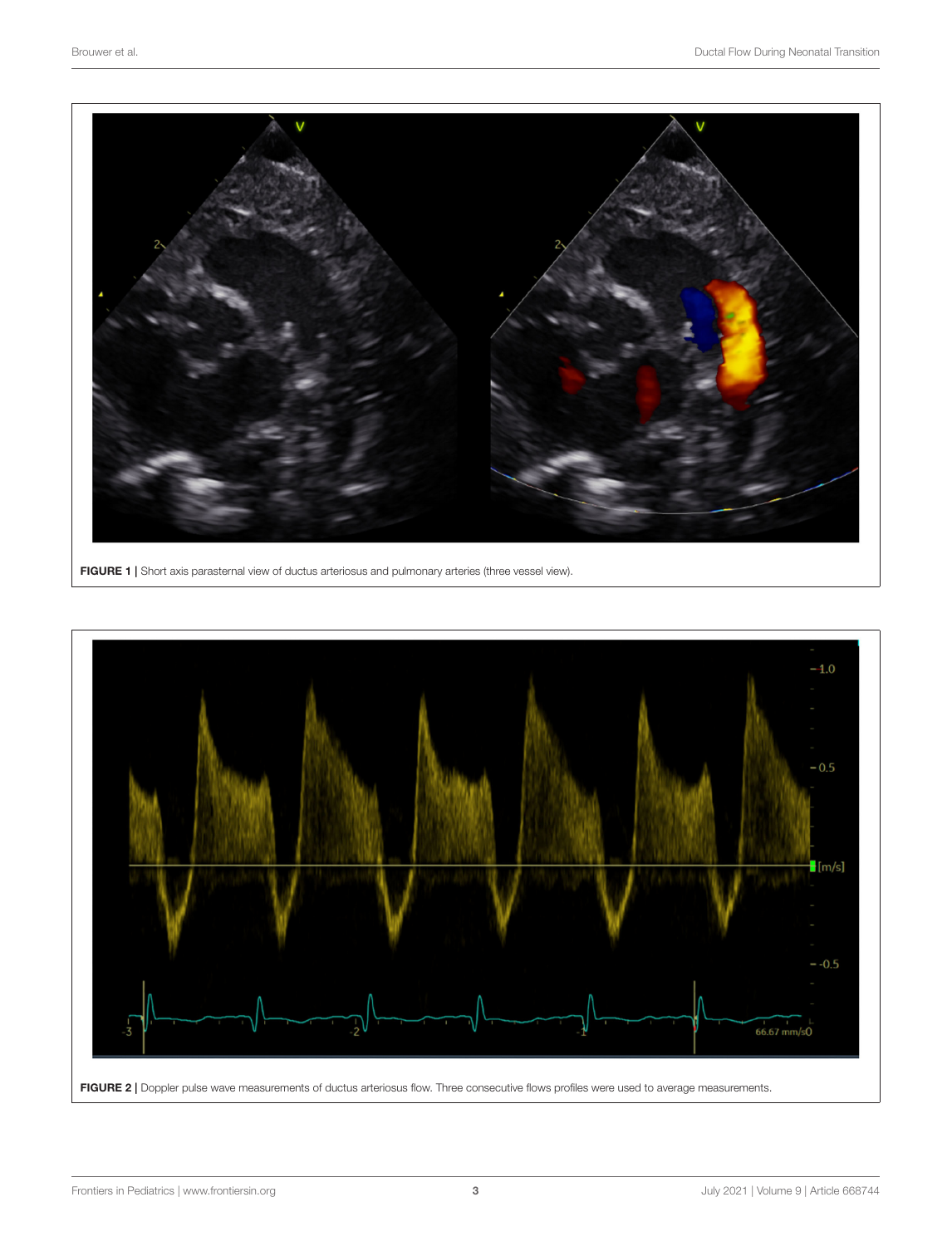FIGURE 1 | Short axis parasternal view of ductus arteriosus and pulmonary arteries (three vessel view).

FIGURE 2 | Doppler pulse wave measurements of ductus arteriosus flow. Three consecutive flows profiles were used to average measurements.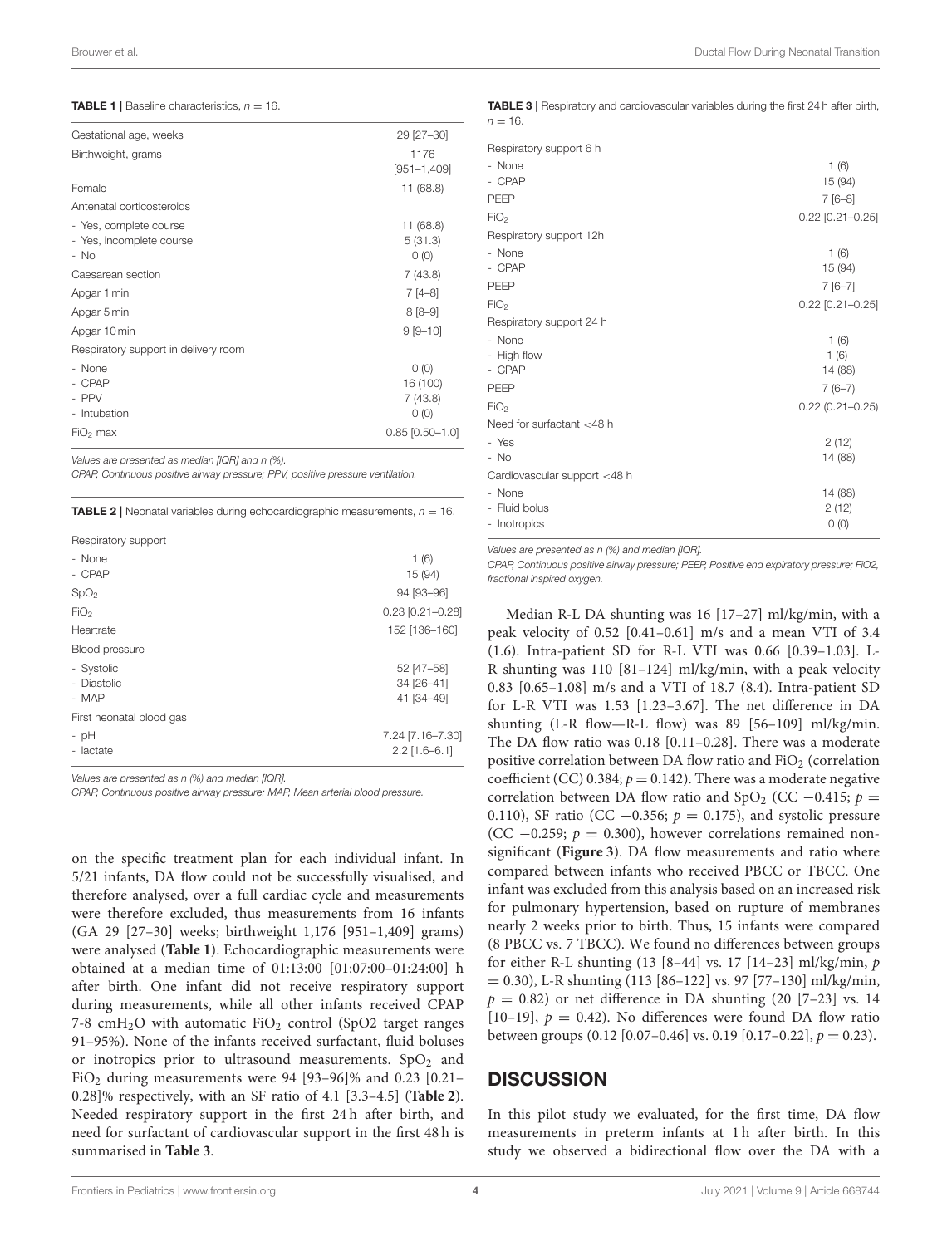**TABLE 1 |** Baseline characteristics, $n = 16$.

| | |
|---|---|
| Gestational age, weeks | 29 [27–30] |
| Birthweight, grams | 1176 [951–1,409] |
| Female | 11 (68.8) |
| Antenatal corticosteroids | |
| - Yes, complete course | 11 (68.8) |
| - Yes, incomplete course | 5 (31.3) |
| - No | 0 (0) |
| Caesarean section | 7 (43.8) |
| Apgar 1 min | 7 [4–8] |
| Apgar 5 min | 8 [8–9] |
| Apgar 10 min | 9 [9–10] |
| Respiratory support in delivery room | |
| - None | 0 (0) |
| - CPAP | 16 (100) |
| - PPV | 7 (43.8) |
| - Intubation | 0 (0) |
| $FiO_2$ max | 0.85 [0.50–1.0] |

*Values are presented as median [IQR] and n (%).*
*CPAP, Continuous positive airway pressure; PPV, positive pressure ventilation.*

**TABLE 2 |** Neonatal variables during echocardiographic measurements, $n = 16$.

| | |
|---|---|
| Respiratory support | |
| - None | 1 (6) |
| - CPAP | 15 (94) |
| $SpO_2$ | 94 [93–96] |
| $FiO_2$ | 0.23 [0.21–0.28] |
| Heartrate | 152 [136–160] |
| Blood pressure | |
| - Systolic | 52 [47–58] |
| - Diastolic | 34 [26–41] |
| - MAP | 41 [34–49] |
| First neonatal blood gas | |
| - pH | 7.24 [7.16–7.30] |
| - lactate | 2.2 [1.6–6.1] |

*Values are presented as n (%) and median [IQR].*
*CPAP, Continuous positive airway pressure; MAP, Mean arterial blood pressure.*

on the specific treatment plan for each individual infant. In 5/21 infants, DA flow could not be successfully visualised, and therefore analysed, over a full cardiac cycle and measurements were therefore excluded, thus measurements from 16 infants (GA 29 [27–30] weeks; birthweight 1,176 [951–1,409] grams) were analysed (**Table 1**). Echocardiographic measurements were obtained at a median time of 01:13:00 [01:07:00–01:24:00] h after birth. One infant did not receive respiratory support during measurements, while all other infants received CPAP 7-8 $cmH_2O$ with automatic $FiO_2$ control (SpO2 target ranges 91–95%). None of the infants received surfactant, fluid boluses or inotropics prior to ultrasound measurements. $SpO_2$ and $FiO_2$ during measurements were 94 [93–96]% and 0.23 [0.21–0.28]% respectively, with an SF ratio of 4.1 [3.3–4.5] (**Table 2**). Needed respiratory support in the first 24 h after birth, and need for surfactant of cardiovascular support in the first 48 h is summarised in **Table 3**.

**TABLE 3 |** Respiratory and cardiovascular variables during the first 24 h after birth, $n = 16$.

| | |
|---|---|
| Respiratory support 6 h | |
| - None | 1 (6) |
| - CPAP | 15 (94) |
| PEEP | 7 [6–8] |
| $FiO_2$ | 0.22 [0.21–0.25] |
| Respiratory support 12h | |
| - None | 1 (6) |
| - CPAP | 15 (94) |
| PEEP | 7 [6–7] |
| $FiO_2$ | 0.22 [0.21–0.25] |
| Respiratory support 24 h | |
| - None | 1 (6) |
| - High flow | 1 (6) |
| - CPAP | 14 (88) |
| PEEP | 7 (6–7) |
| $FiO_2$ | 0.22 (0.21–0.25) |
| Need for surfactant <48 h | |
| - Yes | 2 (12) |
| - No | 14 (88) |
| Cardiovascular support <48 h | |
| - None | 14 (88) |
| - Fluid bolus | 2 (12) |
| - Inotropics | 0 (0) |

*Values are presented as n (%) and median [IQR].*
*CPAP, Continuous positive airway pressure; PEEP, Positive end expiratory pressure; FiO2, fractional inspired oxygen.*

Median R-L DA shunting was 16 [17–27] ml/kg/min, with a peak velocity of 0.52 [0.41–0.61] m/s and a mean VTI of 3.4 (1.6). Intra-patient SD for R-L VTI was 0.66 [0.39–1.03]. L-R shunting was 110 [81–124] ml/kg/min, with a peak velocity 0.83 [0.65–1.08] m/s and a VTI of 18.7 (8.4). Intra-patient SD for L-R VTI was 1.53 [1.23–3.67]. The net difference in DA shunting (L-R flow—R-L flow) was 89 [56–109] ml/kg/min. The DA flow ratio was 0.18 [0.11–0.28]. There was a moderate positive correlation between DA flow ratio and $FiO_2$ (correlation coefficient (CC) 0.384; $p = 0.142$). There was a moderate negative correlation between DA flow ratio and $SpO_2$ (CC −0.415; $p = 0.110$), SF ratio (CC −0.356; $p = 0.175$), and systolic pressure (CC −0.259; $p = 0.300$), however correlations remained non-significant (**Figure 3**). DA flow measurements and ratio where compared between infants who received PBCC or TBCC. One infant was excluded from this analysis based on an increased risk for pulmonary hypertension, based on rupture of membranes nearly 2 weeks prior to birth. Thus, 15 infants were compared (8 PBCC vs. 7 TBCC). We found no differences between groups for either R-L shunting (13 [8–44] vs. 17 [14–23] ml/kg/min, $p = 0.30$), L-R shunting (113 [86–122] vs. 97 [77–130] ml/kg/min, $p = 0.82$) or net difference in DA shunting (20 [7–23] vs. 14 [10–19], $p = 0.42$). No differences were found DA flow ratio between groups (0.12 [0.07–0.46] vs. 0.19 [0.17–0.22], $p = 0.23$).

## DISCUSSION

In this pilot study we evaluated, for the first time, DA flow measurements in preterm infants at 1 h after birth. In this study we observed a bidirectional flow over the DA with a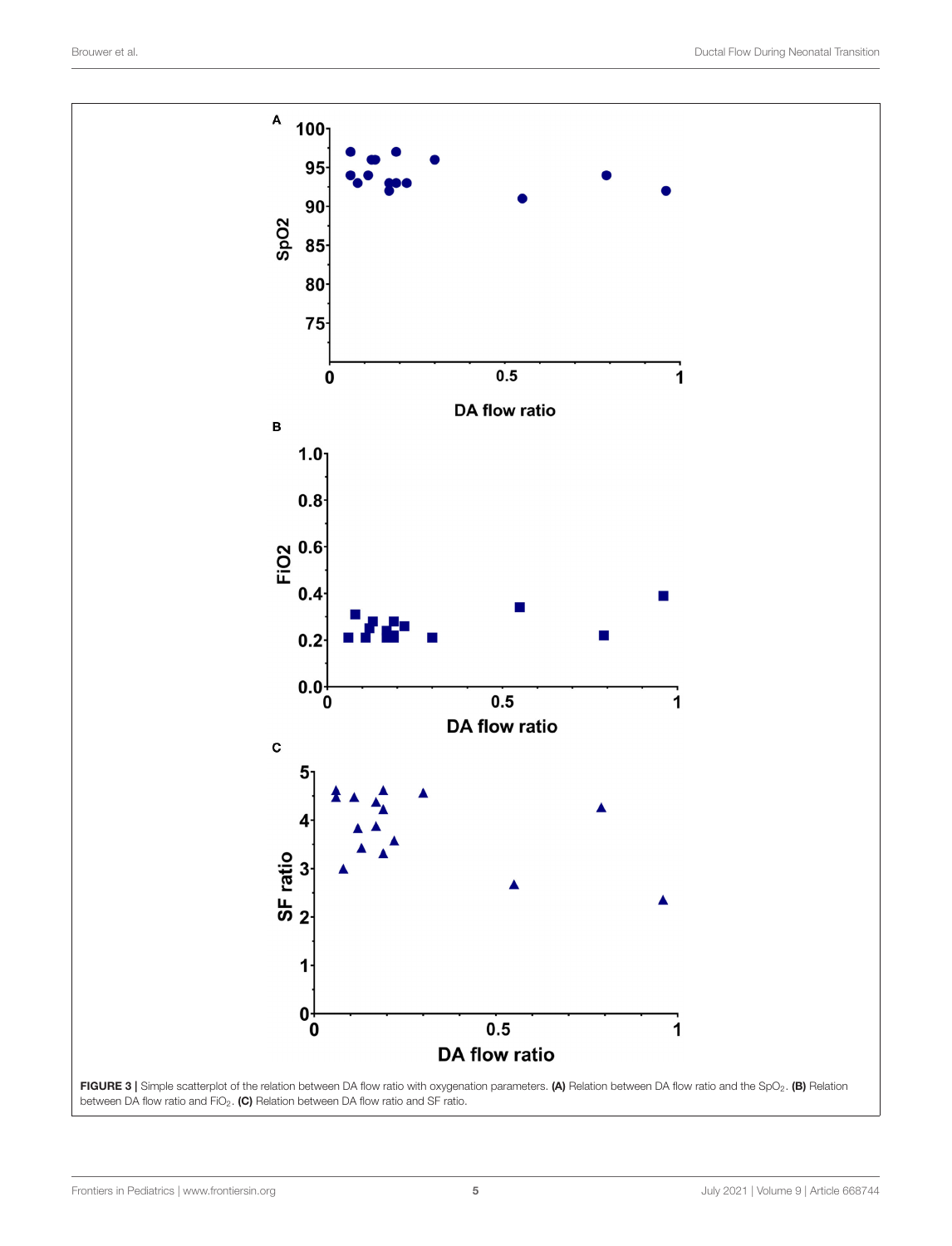**FIGURE 3** | Simple scatterplot of the relation between DA flow ratio with oxygenation parameters. **(A)** Relation between DA flow ratio and the $SpO_2$. **(B)** Relation between DA flow ratio and $FiO_2$. **(C)** Relation between DA flow ratio and SF ratio.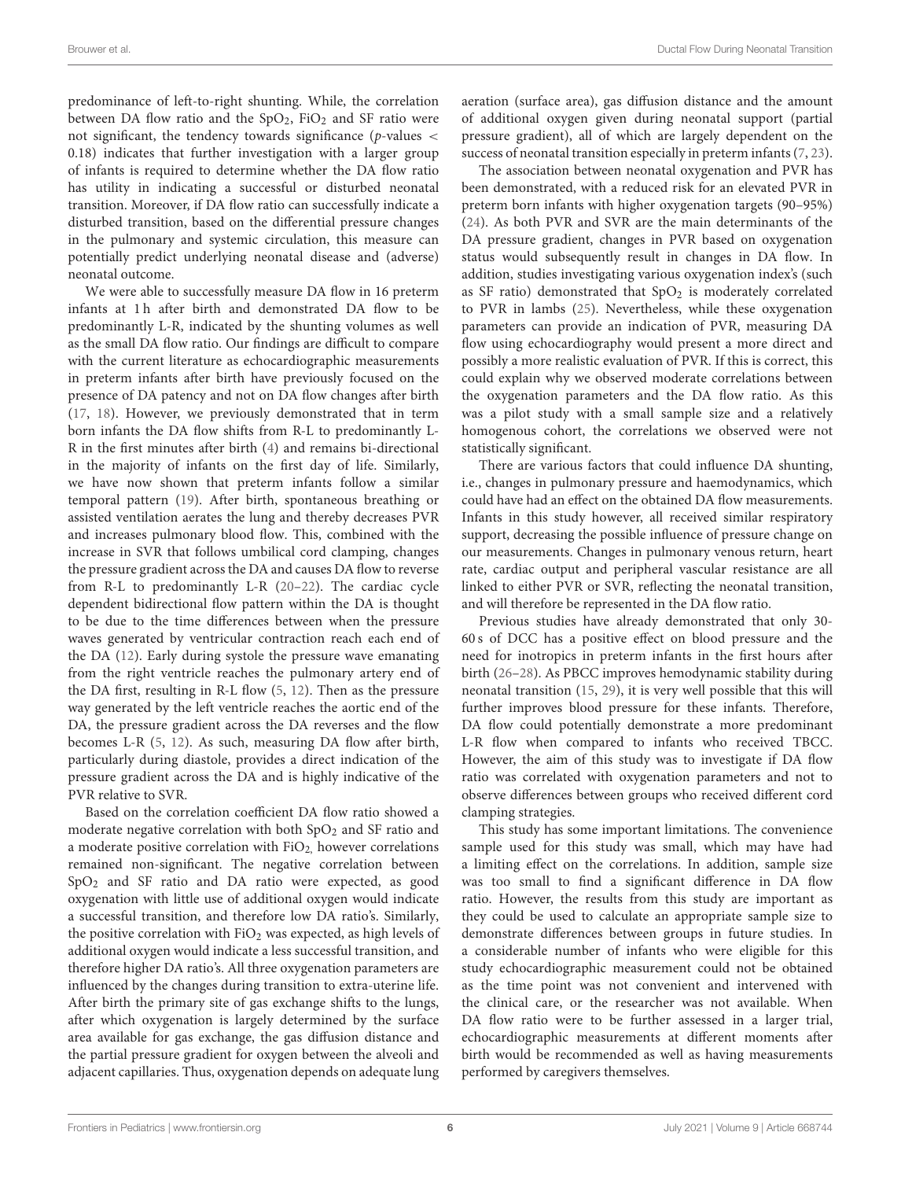predominance of left-to-right shunting. While, the correlation between DA flow ratio and the $SpO_2$, $FiO_2$ and SF ratio were not significant, the tendency towards significance ($p$-values $<$ 0.18) indicates that further investigation with a larger group of infants is required to determine whether the DA flow ratio has utility in indicating a successful or disturbed neonatal transition. Moreover, if DA flow ratio can successfully indicate a disturbed transition, based on the differential pressure changes in the pulmonary and systemic circulation, this measure can potentially predict underlying neonatal disease and (adverse) neonatal outcome.

We were able to successfully measure DA flow in 16 preterm infants at 1 h after birth and demonstrated DA flow to be predominantly L-R, indicated by the shunting volumes as well as the small DA flow ratio. Our findings are difficult to compare with the current literature as echocardiographic measurements in preterm infants after birth have previously focused on the presence of DA patency and not on DA flow changes after birth (17, 18). However, we previously demonstrated that in term born infants the DA flow shifts from R-L to predominantly L-R in the first minutes after birth (4) and remains bi-directional in the majority of infants on the first day of life. Similarly, we have now shown that preterm infants follow a similar temporal pattern (19). After birth, spontaneous breathing or assisted ventilation aerates the lung and thereby decreases PVR and increases pulmonary blood flow. This, combined with the increase in SVR that follows umbilical cord clamping, changes the pressure gradient across the DA and causes DA flow to reverse from R-L to predominantly L-R (20–22). The cardiac cycle dependent bidirectional flow pattern within the DA is thought to be due to the time differences between when the pressure waves generated by ventricular contraction reach each end of the DA (12). Early during systole the pressure wave emanating from the right ventricle reaches the pulmonary artery end of the DA first, resulting in R-L flow (5, 12). Then as the pressure way generated by the left ventricle reaches the aortic end of the DA, the pressure gradient across the DA reverses and the flow becomes L-R (5, 12). As such, measuring DA flow after birth, particularly during diastole, provides a direct indication of the pressure gradient across the DA and is highly indicative of the PVR relative to SVR.

Based on the correlation coefficient DA flow ratio showed a moderate negative correlation with both $SpO_2$ and SF ratio and a moderate positive correlation with $FiO_2$, however correlations remained non-significant. The negative correlation between $SpO_2$ and SF ratio and DA ratio were expected, as good oxygenation with little use of additional oxygen would indicate a successful transition, and therefore low DA ratio's. Similarly, the positive correlation with $FiO_2$ was expected, as high levels of additional oxygen would indicate a less successful transition, and therefore higher DA ratio's. All three oxygenation parameters are influenced by the changes during transition to extra-uterine life. After birth the primary site of gas exchange shifts to the lungs, after which oxygenation is largely determined by the surface area available for gas exchange, the gas diffusion distance and the partial pressure gradient for oxygen between the alveoli and adjacent capillaries. Thus, oxygenation depends on adequate lung aeration (surface area), gas diffusion distance and the amount of additional oxygen given during neonatal support (partial pressure gradient), all of which are largely dependent on the success of neonatal transition especially in preterm infants (7, 23).

The association between neonatal oxygenation and PVR has been demonstrated, with a reduced risk for an elevated PVR in preterm born infants with higher oxygenation targets (90–95%) (24). As both PVR and SVR are the main determinants of the DA pressure gradient, changes in PVR based on oxygenation status would subsequently result in changes in DA flow. In addition, studies investigating various oxygenation index's (such as SF ratio) demonstrated that $SpO_2$ is moderately correlated to PVR in lambs (25). Nevertheless, while these oxygenation parameters can provide an indication of PVR, measuring DA flow using echocardiography would present a more direct and possibly a more realistic evaluation of PVR. If this is correct, this could explain why we observed moderate correlations between the oxygenation parameters and the DA flow ratio. As this was a pilot study with a small sample size and a relatively homogenous cohort, the correlations we observed were not statistically significant.

There are various factors that could influence DA shunting, i.e., changes in pulmonary pressure and haemodynamics, which could have had an effect on the obtained DA flow measurements. Infants in this study however, all received similar respiratory support, decreasing the possible influence of pressure change on our measurements. Changes in pulmonary venous return, heart rate, cardiac output and peripheral vascular resistance are all linked to either PVR or SVR, reflecting the neonatal transition, and will therefore be represented in the DA flow ratio.

Previous studies have already demonstrated that only 30-60 s of DCC has a positive effect on blood pressure and the need for inotropics in preterm infants in the first hours after birth (26–28). As PBCC improves hemodynamic stability during neonatal transition (15, 29), it is very well possible that this will further improves blood pressure for these infants. Therefore, DA flow could potentially demonstrate a more predominant L-R flow when compared to infants who received TBCC. However, the aim of this study was to investigate if DA flow ratio was correlated with oxygenation parameters and not to observe differences between groups who received different cord clamping strategies.

This study has some important limitations. The convenience sample used for this study was small, which may have had a limiting effect on the correlations. In addition, sample size was too small to find a significant difference in DA flow ratio. However, the results from this study are important as they could be used to calculate an appropriate sample size to demonstrate differences between groups in future studies. In a considerable number of infants who were eligible for this study echocardiographic measurement could not be obtained as the time point was not convenient and intervened with the clinical care, or the researcher was not available. When DA flow ratio were to be further assessed in a larger trial, echocardiographic measurements at different moments after birth would be recommended as well as having measurements performed by caregivers themselves.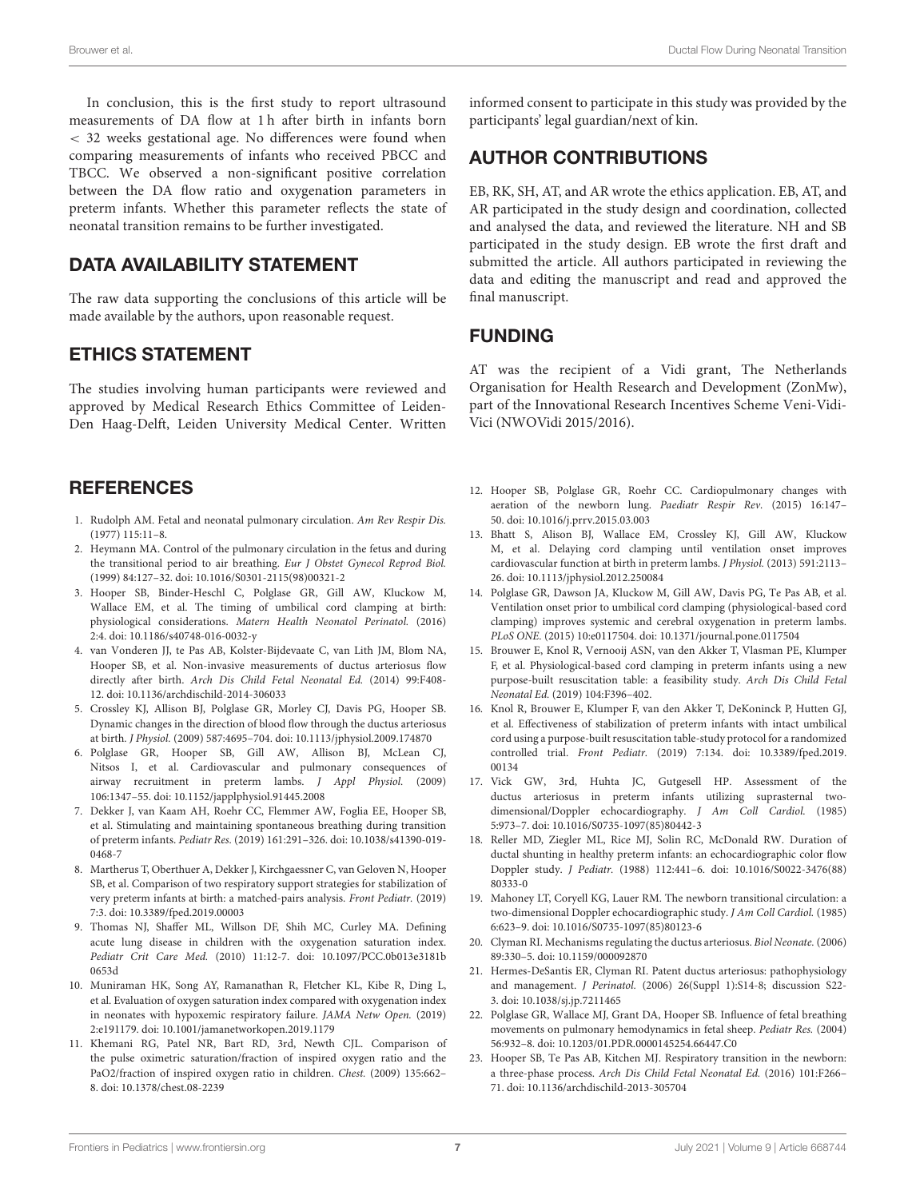In conclusion, this is the first study to report ultrasound measurements of DA flow at 1 h after birth in infants born < 32 weeks gestational age. No differences were found when comparing measurements of infants who received PBCC and TBCC. We observed a non-significant positive correlation between the DA flow ratio and oxygenation parameters in preterm infants. Whether this parameter reflects the state of neonatal transition remains to be further investigated.

## DATA AVAILABILITY STATEMENT

The raw data supporting the conclusions of this article will be made available by the authors, upon reasonable request.

## ETHICS STATEMENT

The studies involving human participants were reviewed and approved by Medical Research Ethics Committee of Leiden-Den Haag-Delft, Leiden University Medical Center. Written informed consent to participate in this study was provided by the participants' legal guardian/next of kin.

## AUTHOR CONTRIBUTIONS

EB, RK, SH, AT, and AR wrote the ethics application. EB, AT, and AR participated in the study design and coordination, collected and analysed the data, and reviewed the literature. NH and SB participated in the study design. EB wrote the first draft and submitted the article. All authors participated in reviewing the data and editing the manuscript and read and approved the final manuscript.

## FUNDING

AT was the recipient of a Vidi grant, The Netherlands Organisation for Health Research and Development (ZonMw), part of the Innovational Research Incentives Scheme Veni-Vidi-Vici (NWOVidi 2015/2016).

## REFERENCES

1. Rudolph AM. Fetal and neonatal pulmonary circulation. *Am Rev Respir Dis.* (1977) 115:11–8.
2. Heymann MA. Control of the pulmonary circulation in the fetus and during the transitional period to air breathing. *Eur J Obstet Gynecol Reprod Biol.* (1999) 84:127–32. doi: 10.1016/S0301-2115(98)00321-2
3. Hooper SB, Binder-Heschl C, Polglase GR, Gill AW, Kluckow M, Wallace EM, et al. The timing of umbilical cord clamping at birth: physiological considerations. *Matern Health Neonatol Perinatol.* (2016) 2:4. doi: 10.1186/s40748-016-0032-y
4. van Vonderen JJ, te Pas AB, Kolster-Bijdevaate C, van Lith JM, Blom NA, Hooper SB, et al. Non-invasive measurements of ductus arteriosus flow directly after birth. *Arch Dis Child Fetal Neonatal Ed.* (2014) 99:F408-12. doi: 10.1136/archdischild-2014-306033
5. Crossley KJ, Allison BJ, Polglase GR, Morley CJ, Davis PG, Hooper SB. Dynamic changes in the direction of blood flow through the ductus arteriosus at birth. *J Physiol.* (2009) 587:4695–704. doi: 10.1113/jphysiol.2009.174870
6. Polglase GR, Hooper SB, Gill AW, Allison BJ, McLean CJ, Nitsos I, et al. Cardiovascular and pulmonary consequences of airway recruitment in preterm lambs. *J Appl Physiol.* (2009) 106:1347–55. doi: 10.1152/japplphysiol.91445.2008
7. Dekker J, van Kaam AH, Roehr CC, Flemmer AW, Foglia EE, Hooper SB, et al. Stimulating and maintaining spontaneous breathing during transition of preterm infants. *Pediatr Res.* (2019) 161:291–326. doi: 10.1038/s41390-019-0468-7
8. Martherus T, Oberthuer A, Dekker J, Kirchgaessner C, van Geloven N, Hooper SB, et al. Comparison of two respiratory support strategies for stabilization of very preterm infants at birth: a matched-pairs analysis. *Front Pediatr.* (2019) 7:3. doi: 10.3389/fped.2019.00003
9. Thomas NJ, Shaffer ML, Willson DF, Shih MC, Curley MA. Defining acute lung disease in children with the oxygenation saturation index. *Pediatr Crit Care Med.* (2010) 11:12-7. doi: 10.1097/PCC.0b013e3181b0653d
10. Muniraman HK, Song AY, Ramanathan R, Fletcher KL, Kibe R, Ding L, et al. Evaluation of oxygen saturation index compared with oxygenation index in neonates with hypoxemic respiratory failure. *JAMA Netw Open.* (2019) 2:e191179. doi: 10.1001/jamanetworkopen.2019.1179
11. Khemani RG, Patel NR, Bart RD, 3rd, Newth CJL. Comparison of the pulse oximetric saturation/fraction of inspired oxygen ratio and the PaO2/fraction of inspired oxygen ratio in children. *Chest.* (2009) 135:662–8. doi: 10.1378/chest.08-2239
12. Hooper SB, Polglase GR, Roehr CC. Cardiopulmonary changes with aeration of the newborn lung. *Paediatr Respir Rev.* (2015) 16:147–50. doi: 10.1016/j.prrv.2015.03.003
13. Bhatt S, Alison BJ, Wallace EM, Crossley KJ, Gill AW, Kluckow M, et al. Delaying cord clamping until ventilation onset improves cardiovascular function at birth in preterm lambs. *J Physiol.* (2013) 591:2113–26. doi: 10.1113/jphysiol.2012.250084
14. Polglase GR, Dawson JA, Kluckow M, Gill AW, Davis PG, Te Pas AB, et al. Ventilation onset prior to umbilical cord clamping (physiological-based cord clamping) improves systemic and cerebral oxygenation in preterm lambs. *PLoS ONE.* (2015) 10:e0117504. doi: 10.1371/journal.pone.0117504
15. Brouwer E, Knol R, Vernooij ASN, van den Akker T, Vlasman PE, Klumper F, et al. Physiological-based cord clamping in preterm infants using a new purpose-built resuscitation table: a feasibility study. *Arch Dis Child Fetal Neonatal Ed.* (2019) 104:F396–402.
16. Knol R, Brouwer E, Klumper F, van den Akker T, DeKoninck P, Hutten GJ, et al. Effectiveness of stabilization of preterm infants with intact umbilical cord using a purpose-built resuscitation table-study protocol for a randomized controlled trial. *Front Pediatr.* (2019) 7:134. doi: 10.3389/fped.2019.00134
17. Vick GW, 3rd, Huhta JC, Gutgesell HP. Assessment of the ductus arteriosus in preterm infants utilizing suprasternal two-dimensional/Doppler echocardiography. *J Am Coll Cardiol.* (1985) 5:973–7. doi: 10.1016/S0735-1097(85)80442-3
18. Reller MD, Ziegler ML, Rice MJ, Solin RC, McDonald RW. Duration of ductal shunting in healthy preterm infants: an echocardiographic color flow Doppler study. *J Pediatr.* (1988) 112:441–6. doi: 10.1016/S0022-3476(88)80333-0
19. Mahoney LT, Coryell KG, Lauer RM. The newborn transitional circulation: a two-dimensional Doppler echocardiographic study. *J Am Coll Cardiol.* (1985) 6:623–9. doi: 10.1016/S0735-1097(85)80123-6
20. Clyman RI. Mechanisms regulating the ductus arteriosus. *Biol Neonate.* (2006) 89:330–5. doi: 10.1159/000092870
21. Hermes-DeSantis ER, Clyman RI. Patent ductus arteriosus: pathophysiology and management. *J Perinatol.* (2006) 26(Suppl 1):S14-8; discussion S22-3. doi: 10.1038/sj.jp.7211465
22. Polglase GR, Wallace MJ, Grant DA, Hooper SB. Influence of fetal breathing movements on pulmonary hemodynamics in fetal sheep. *Pediatr Res.* (2004) 56:932–8. doi: 10.1203/01.PDR.0000145254.66447.C0
23. Hooper SB, Te Pas AB, Kitchen MJ. Respiratory transition in the newborn: a three-phase process. *Arch Dis Child Fetal Neonatal Ed.* (2016) 101:F266–71. doi: 10.1136/archdischild-2013-305704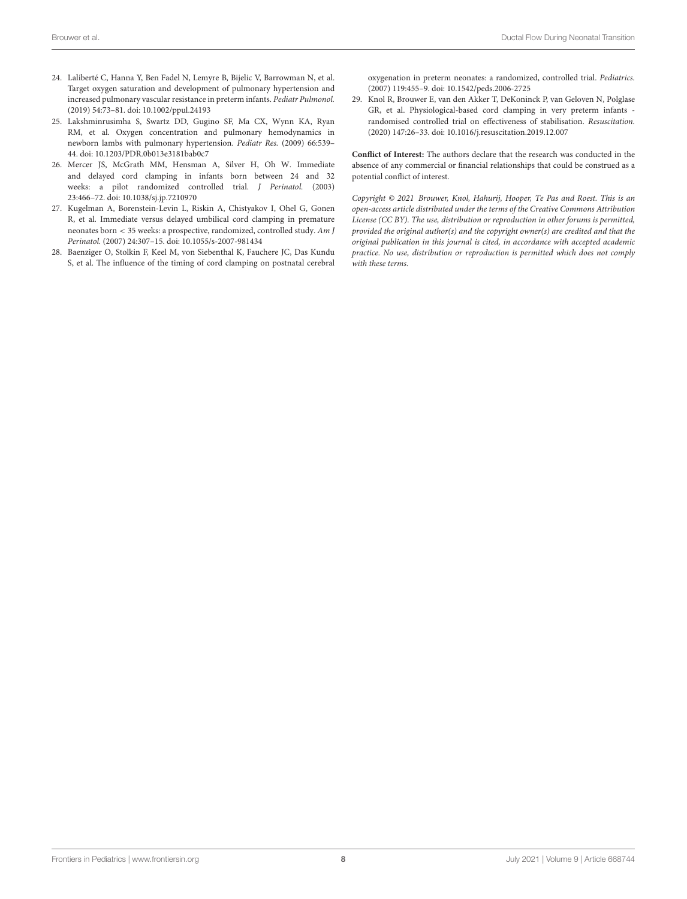24. Laliberté C, Hanna Y, Ben Fadel N, Lemyre B, Bijelic V, Barrowman N, et al. Target oxygen saturation and development of pulmonary hypertension and increased pulmonary vascular resistance in preterm infants. *Pediatr Pulmonol.* (2019) 54:73–81. doi: 10.1002/ppul.24193
25. Lakshminrusimha S, Swartz DD, Gugino SF, Ma CX, Wynn KA, Ryan RM, et al. Oxygen concentration and pulmonary hemodynamics in newborn lambs with pulmonary hypertension. *Pediatr Res.* (2009) 66:539–44. doi: 10.1203/PDR.0b013e3181bab0c7
26. Mercer JS, McGrath MM, Hensman A, Silver H, Oh W. Immediate and delayed cord clamping in infants born between 24 and 32 weeks: a pilot randomized controlled trial. *J Perinatol.* (2003) 23:466–72. doi: 10.1038/sj.jp.7210970
27. Kugelman A, Borenstein-Levin L, Riskin A, Chistyakov I, Ohel G, Gonen R, et al. Immediate versus delayed umbilical cord clamping in premature neonates born < 35 weeks: a prospective, randomized, controlled study. *Am J Perinatol.* (2007) 24:307–15. doi: 10.1055/s-2007-981434
28. Baenziger O, Stolkin F, Keel M, von Siebenthal K, Fauchere JC, Das Kundu S, et al. The influence of the timing of cord clamping on postnatal cerebral oxygenation in preterm neonates: a randomized, controlled trial. *Pediatrics.* (2007) 119:455–9. doi: 10.1542/peds.2006-2725
29. Knol R, Brouwer E, van den Akker T, DeKoninck P, van Geloven N, Polglase GR, et al. Physiological-based cord clamping in very preterm infants - randomised controlled trial on effectiveness of stabilisation. *Resuscitation.* (2020) 147:26–33. doi: 10.1016/j.resuscitation.2019.12.007

**Conflict of Interest:** The authors declare that the research was conducted in the absence of any commercial or financial relationships that could be construed as a potential conflict of interest.

*Copyright © 2021 Brouwer, Knol, Hahurij, Hooper, Te Pas and Roest. This is an open-access article distributed under the terms of the Creative Commons Attribution License (CC BY). The use, distribution or reproduction in other forums is permitted, provided the original author(s) and the copyright owner(s) are credited and that the original publication in this journal is cited, in accordance with accepted academic practice. No use, distribution or reproduction is permitted which does not comply with these terms.*